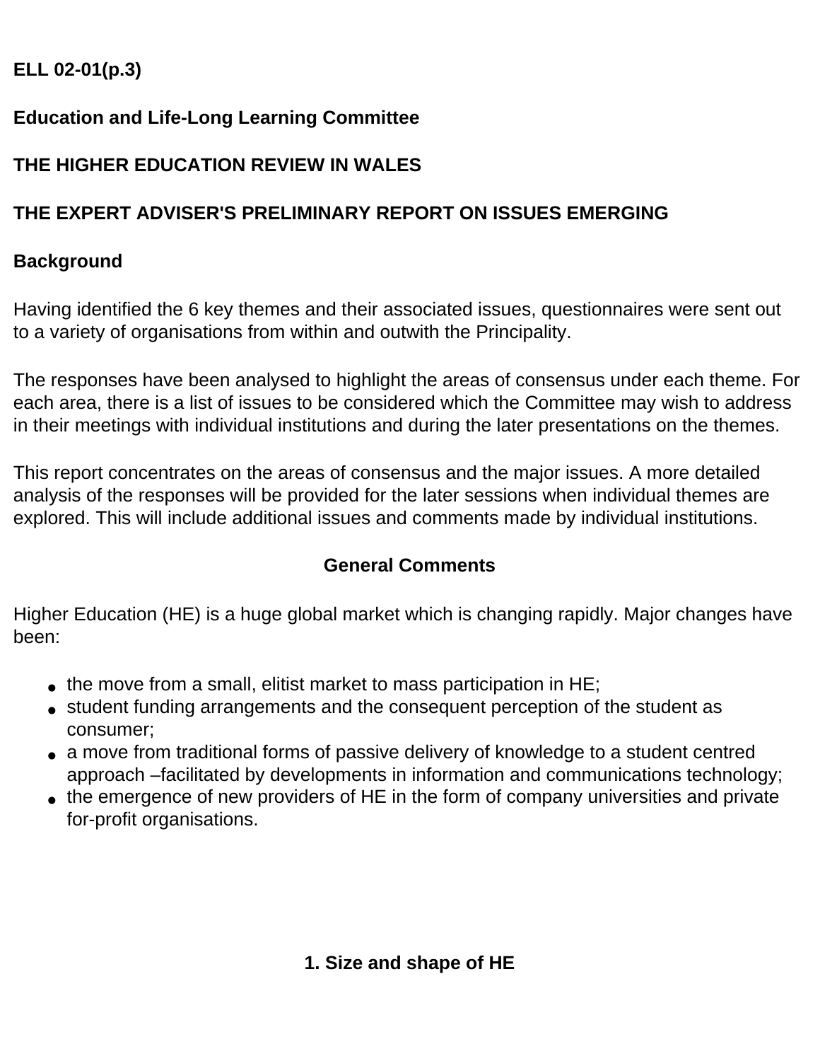**ELL 02-01(p.3)**

**Education and Life-Long Learning Committee**

# THE HIGHER EDUCATION REVIEW IN WALES

## THE EXPERT ADVISER'S PRELIMINARY REPORT ON ISSUES EMERGING

### Background

Having identified the 6 key themes and their associated issues, questionnaires were sent out to a variety of organisations from within and outwith the Principality.

The responses have been analysed to highlight the areas of consensus under each theme. For each area, there is a list of issues to be considered which the Committee may wish to address in their meetings with individual institutions and during the later presentations on the themes.

This report concentrates on the areas of consensus and the major issues. A more detailed analysis of the responses will be provided for the later sessions when individual themes are explored. This will include additional issues and comments made by individual institutions.

### General Comments

Higher Education (HE) is a huge global market which is changing rapidly. Major changes have been:

- the move from a small, elitist market to mass participation in HE;
- student funding arrangements and the consequent perception of the student as consumer;
- a move from traditional forms of passive delivery of knowledge to a student centred approach –facilitated by developments in information and communications technology;
- the emergence of new providers of HE in the form of company universities and private for-profit organisations.

### 1. Size and shape of HE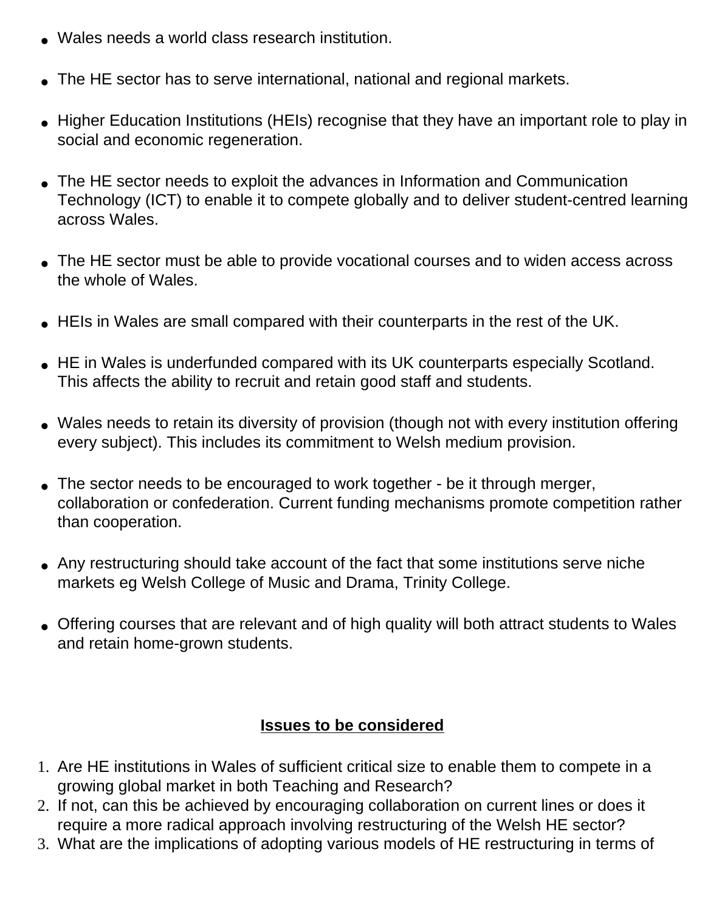- Wales needs a world class research institution.

- The HE sector has to serve international, national and regional markets.

- Higher Education Institutions (HEIs) recognise that they have an important role to play in social and economic regeneration.

- The HE sector needs to exploit the advances in Information and Communication Technology (ICT) to enable it to compete globally and to deliver student-centred learning across Wales.

- The HE sector must be able to provide vocational courses and to widen access across the whole of Wales.

- HEIs in Wales are small compared with their counterparts in the rest of the UK.

- HE in Wales is underfunded compared with its UK counterparts especially Scotland. This affects the ability to recruit and retain good staff and students.

- Wales needs to retain its diversity of provision (though not with every institution offering every subject). This includes its commitment to Welsh medium provision.

- The sector needs to be encouraged to work together - be it through merger, collaboration or confederation. Current funding mechanisms promote competition rather than cooperation.

- Any restructuring should take account of the fact that some institutions serve niche markets eg Welsh College of Music and Drama, Trinity College.

- Offering courses that are relevant and of high quality will both attract students to Wales and retain home-grown students.

## Issues to be considered

1. Are HE institutions in Wales of sufficient critical size to enable them to compete in a growing global market in both Teaching and Research?
2. If not, can this be achieved by encouraging collaboration on current lines or does it require a more radical approach involving restructuring of the Welsh HE sector?
3. What are the implications of adopting various models of HE restructuring in terms of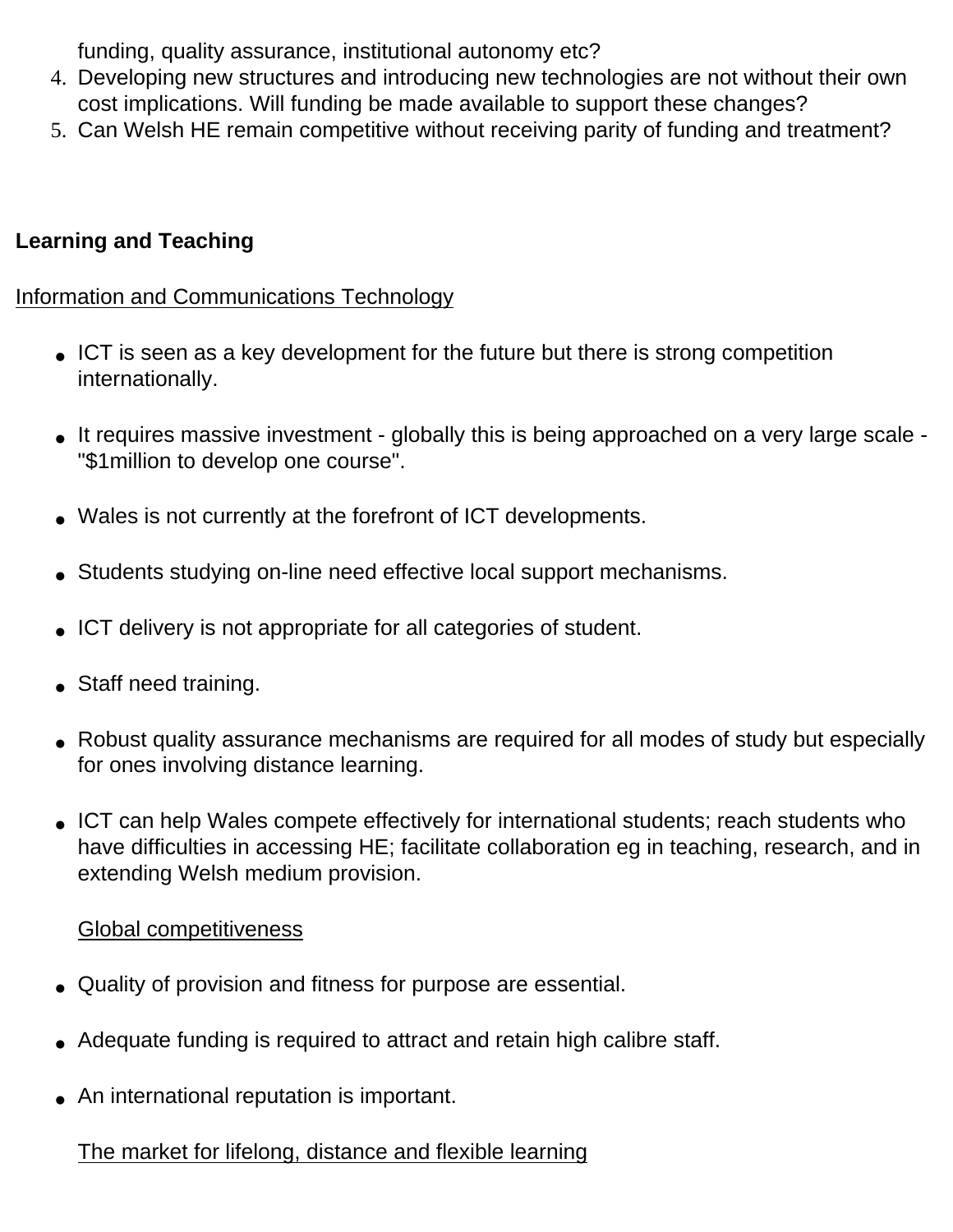funding, quality assurance, institutional autonomy etc?

4. Developing new structures and introducing new technologies are not without their own cost implications. Will funding be made available to support these changes?
5. Can Welsh HE remain competitive without receiving parity of funding and treatment?

**Learning and Teaching**

Information and Communications Technology

- ICT is seen as a key development for the future but there is strong competition internationally.
- It requires massive investment - globally this is being approached on a very large scale - "$1million to develop one course".
- Wales is not currently at the forefront of ICT developments.
- Students studying on-line need effective local support mechanisms.
- ICT delivery is not appropriate for all categories of student.
- Staff need training.
- Robust quality assurance mechanisms are required for all modes of study but especially for ones involving distance learning.
- ICT can help Wales compete effectively for international students; reach students who have difficulties in accessing HE; facilitate collaboration eg in teaching, research, and in extending Welsh medium provision.

Global competitiveness

- Quality of provision and fitness for purpose are essential.
- Adequate funding is required to attract and retain high calibre staff.
- An international reputation is important.

The market for lifelong, distance and flexible learning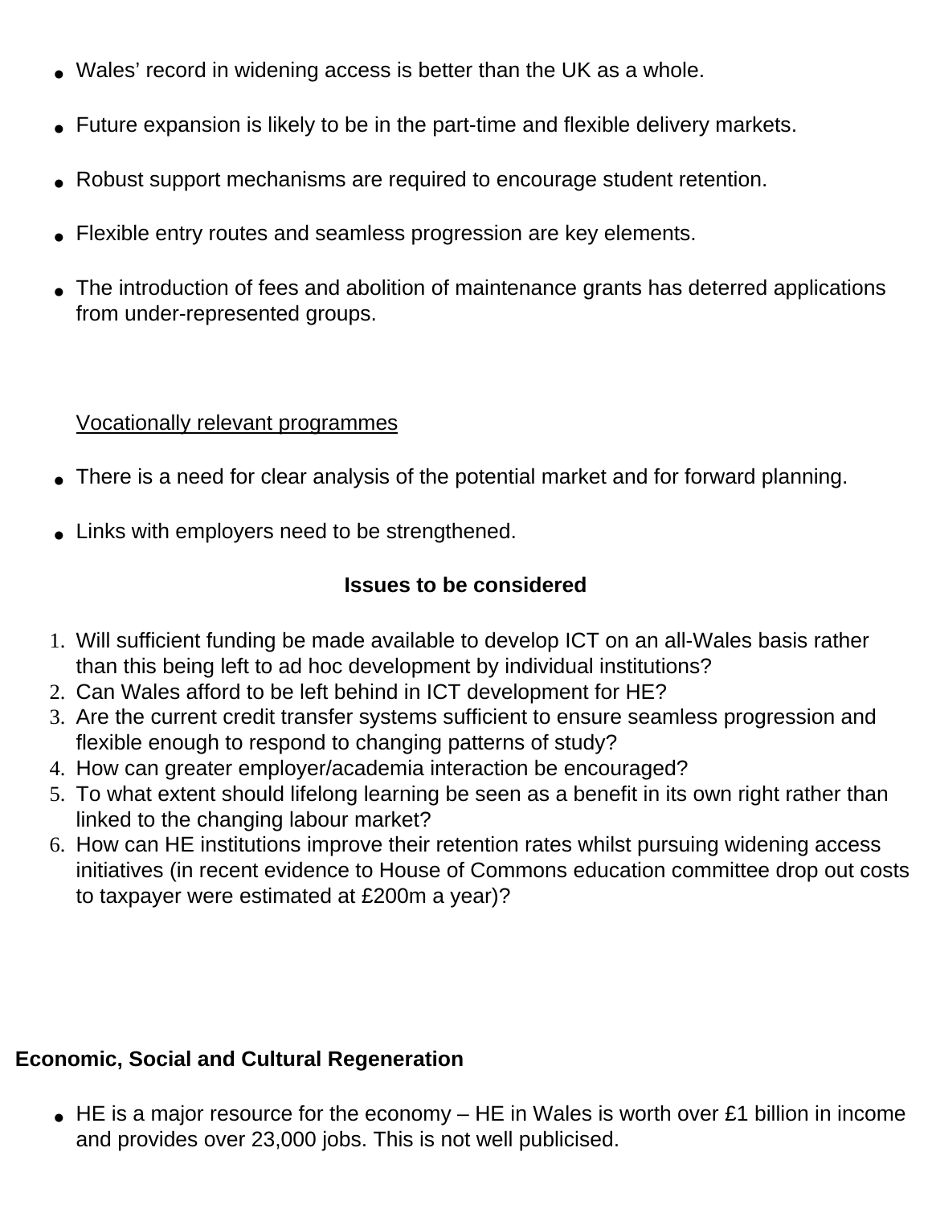- Wales' record in widening access is better than the UK as a whole.
- Future expansion is likely to be in the part-time and flexible delivery markets.
- Robust support mechanisms are required to encourage student retention.
- Flexible entry routes and seamless progression are key elements.
- The introduction of fees and abolition of maintenance grants has deterred applications from under-represented groups.

<u>Vocationally relevant programmes</u>

- There is a need for clear analysis of the potential market and for forward planning.
- Links with employers need to be strengthened.

**Issues to be considered**

1. Will sufficient funding be made available to develop ICT on an all-Wales basis rather than this being left to ad hoc development by individual institutions?
2. Can Wales afford to be left behind in ICT development for HE?
3. Are the current credit transfer systems sufficient to ensure seamless progression and flexible enough to respond to changing patterns of study?
4. How can greater employer/academia interaction be encouraged?
5. To what extent should lifelong learning be seen as a benefit in its own right rather than linked to the changing labour market?
6. How can HE institutions improve their retention rates whilst pursuing widening access initiatives (in recent evidence to House of Commons education committee drop out costs to taxpayer were estimated at £200m a year)?

**Economic, Social and Cultural Regeneration**

- HE is a major resource for the economy – HE in Wales is worth over £1 billion in income and provides over 23,000 jobs. This is not well publicised.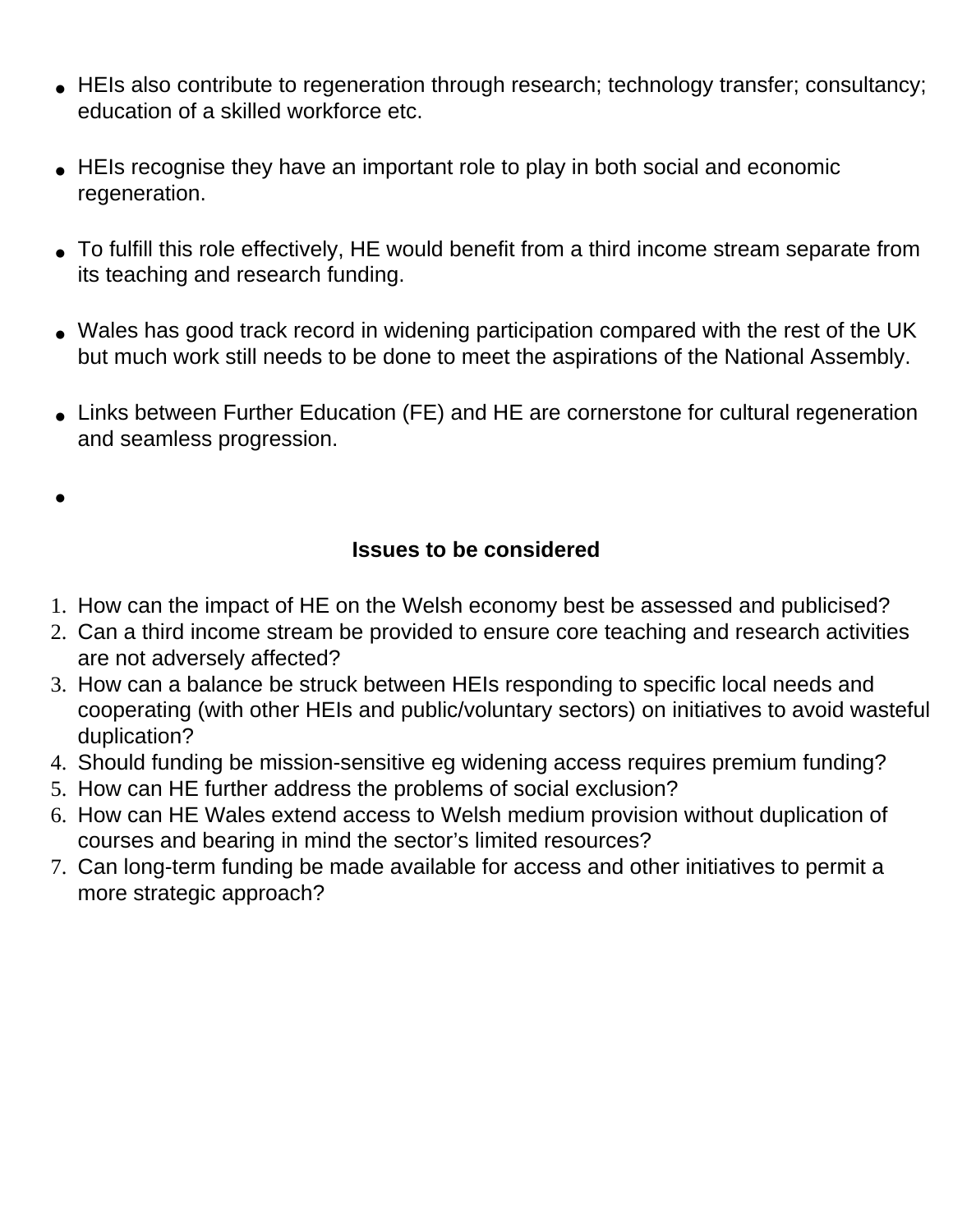- HEIs also contribute to regeneration through research; technology transfer; consultancy; education of a skilled workforce etc.

- HEIs recognise they have an important role to play in both social and economic regeneration.

- To fulfill this role effectively, HE would benefit from a third income stream separate from its teaching and research funding.

- Wales has good track record in widening participation compared with the rest of the UK but much work still needs to be done to meet the aspirations of the National Assembly.

- Links between Further Education (FE) and HE are cornerstone for cultural regeneration and seamless progression.

**Issues to be considered**

1. How can the impact of HE on the Welsh economy best be assessed and publicised?
2. Can a third income stream be provided to ensure core teaching and research activities are not adversely affected?
3. How can a balance be struck between HEIs responding to specific local needs and cooperating (with other HEIs and public/voluntary sectors) on initiatives to avoid wasteful duplication?
4. Should funding be mission-sensitive eg widening access requires premium funding?
5. How can HE further address the problems of social exclusion?
6. How can HE Wales extend access to Welsh medium provision without duplication of courses and bearing in mind the sector's limited resources?
7. Can long-term funding be made available for access and other initiatives to permit a more strategic approach?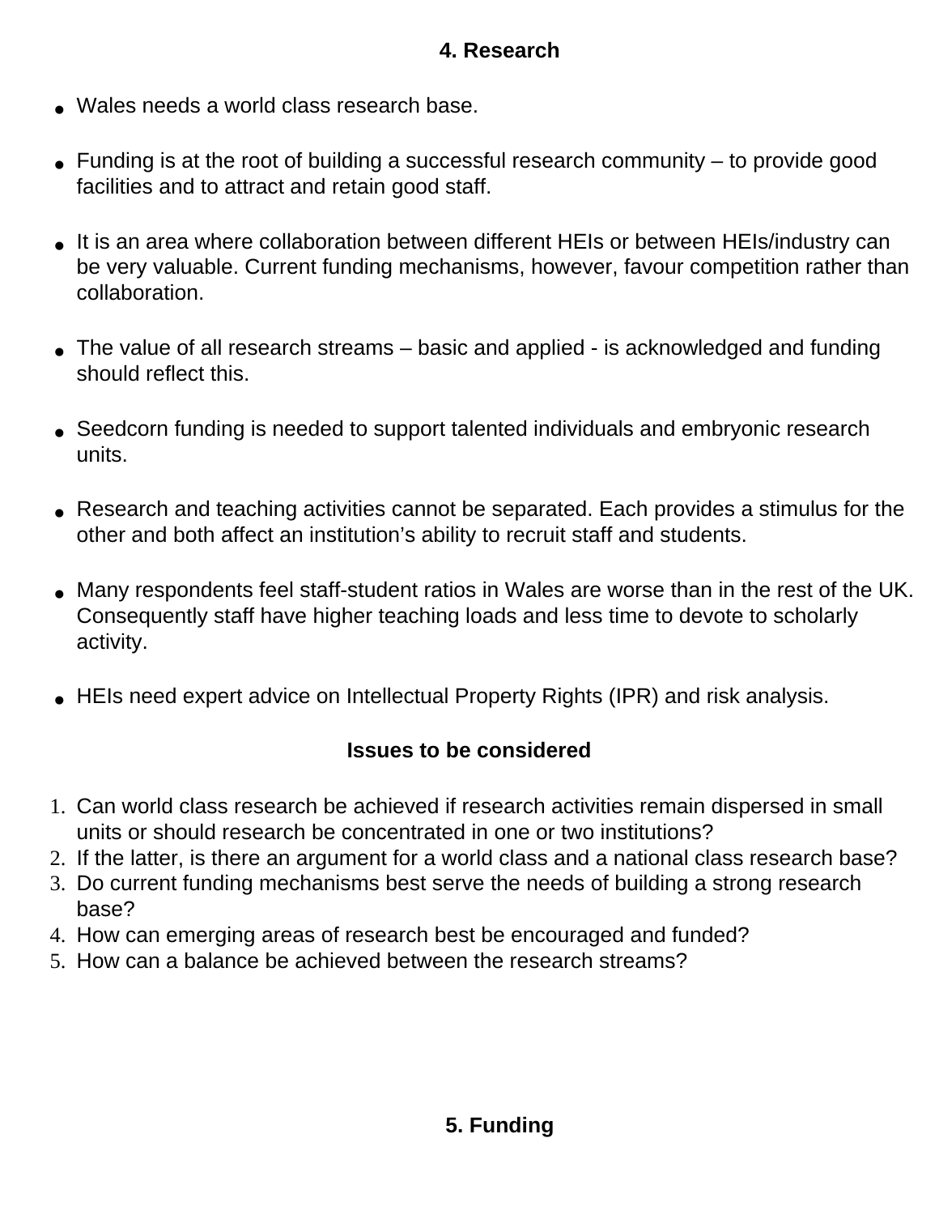## 4. Research

- Wales needs a world class research base.

- Funding is at the root of building a successful research community – to provide good facilities and to attract and retain good staff.

- It is an area where collaboration between different HEIs or between HEIs/industry can be very valuable. Current funding mechanisms, however, favour competition rather than collaboration.

- The value of all research streams – basic and applied - is acknowledged and funding should reflect this.

- Seedcorn funding is needed to support talented individuals and embryonic research units.

- Research and teaching activities cannot be separated. Each provides a stimulus for the other and both affect an institution's ability to recruit staff and students.

- Many respondents feel staff-student ratios in Wales are worse than in the rest of the UK. Consequently staff have higher teaching loads and less time to devote to scholarly activity.

- HEIs need expert advice on Intellectual Property Rights (IPR) and risk analysis.

### Issues to be considered

1. Can world class research be achieved if research activities remain dispersed in small units or should research be concentrated in one or two institutions?
2. If the latter, is there an argument for a world class and a national class research base?
3. Do current funding mechanisms best serve the needs of building a strong research base?
4. How can emerging areas of research best be encouraged and funded?
5. How can a balance be achieved between the research streams?

## 5. Funding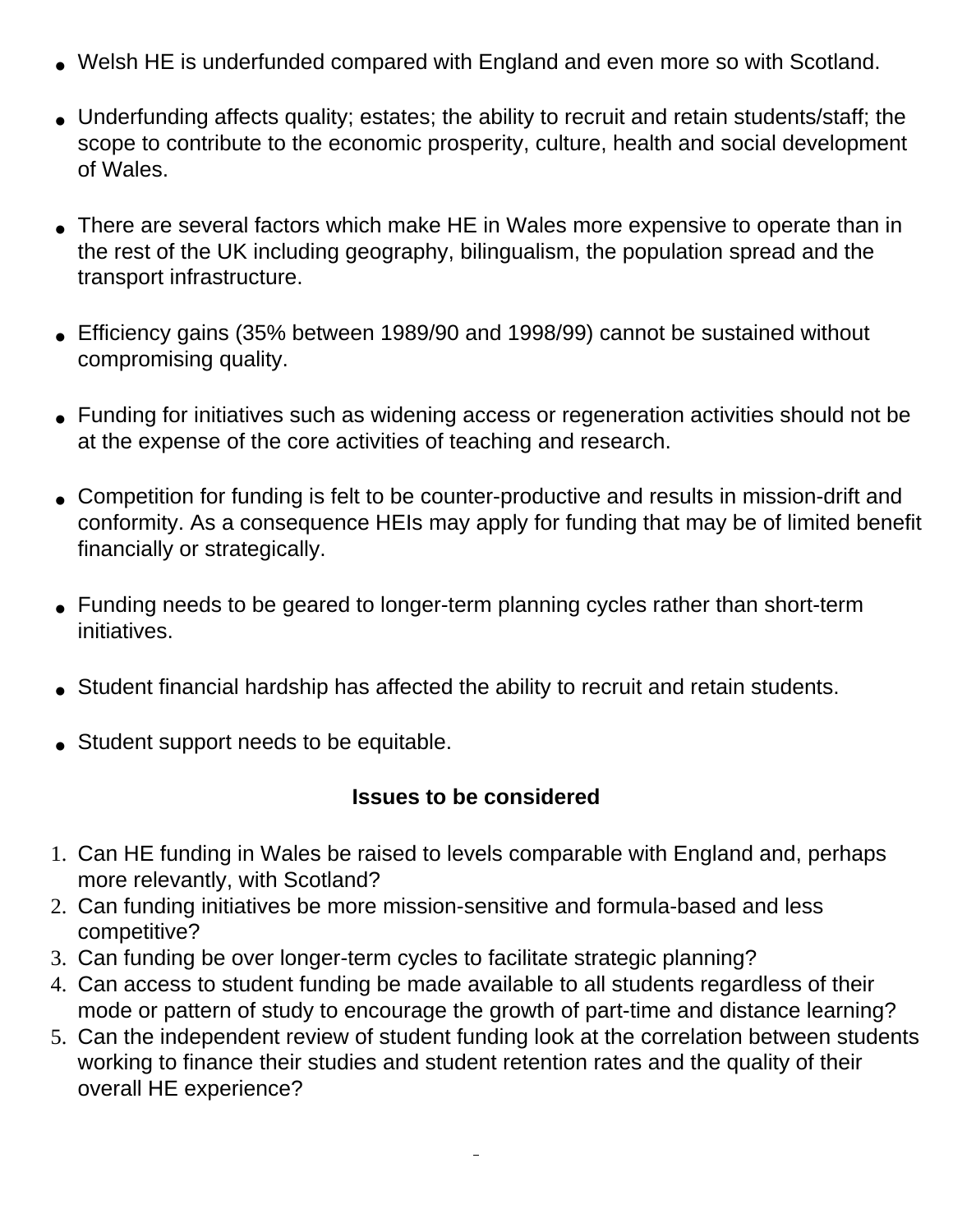- Welsh HE is underfunded compared with England and even more so with Scotland.

- Underfunding affects quality; estates; the ability to recruit and retain students/staff; the scope to contribute to the economic prosperity, culture, health and social development of Wales.

- There are several factors which make HE in Wales more expensive to operate than in the rest of the UK including geography, bilingualism, the population spread and the transport infrastructure.

- Efficiency gains (35% between 1989/90 and 1998/99) cannot be sustained without compromising quality.

- Funding for initiatives such as widening access or regeneration activities should not be at the expense of the core activities of teaching and research.

- Competition for funding is felt to be counter-productive and results in mission-drift and conformity. As a consequence HEIs may apply for funding that may be of limited benefit financially or strategically.

- Funding needs to be geared to longer-term planning cycles rather than short-term initiatives.

- Student financial hardship has affected the ability to recruit and retain students.

- Student support needs to be equitable.

**Issues to be considered**

1. Can HE funding in Wales be raised to levels comparable with England and, perhaps more relevantly, with Scotland?
2. Can funding initiatives be more mission-sensitive and formula-based and less competitive?
3. Can funding be over longer-term cycles to facilitate strategic planning?
4. Can access to student funding be made available to all students regardless of their mode or pattern of study to encourage the growth of part-time and distance learning?
5. Can the independent review of student funding look at the correlation between students working to finance their studies and student retention rates and the quality of their overall HE experience?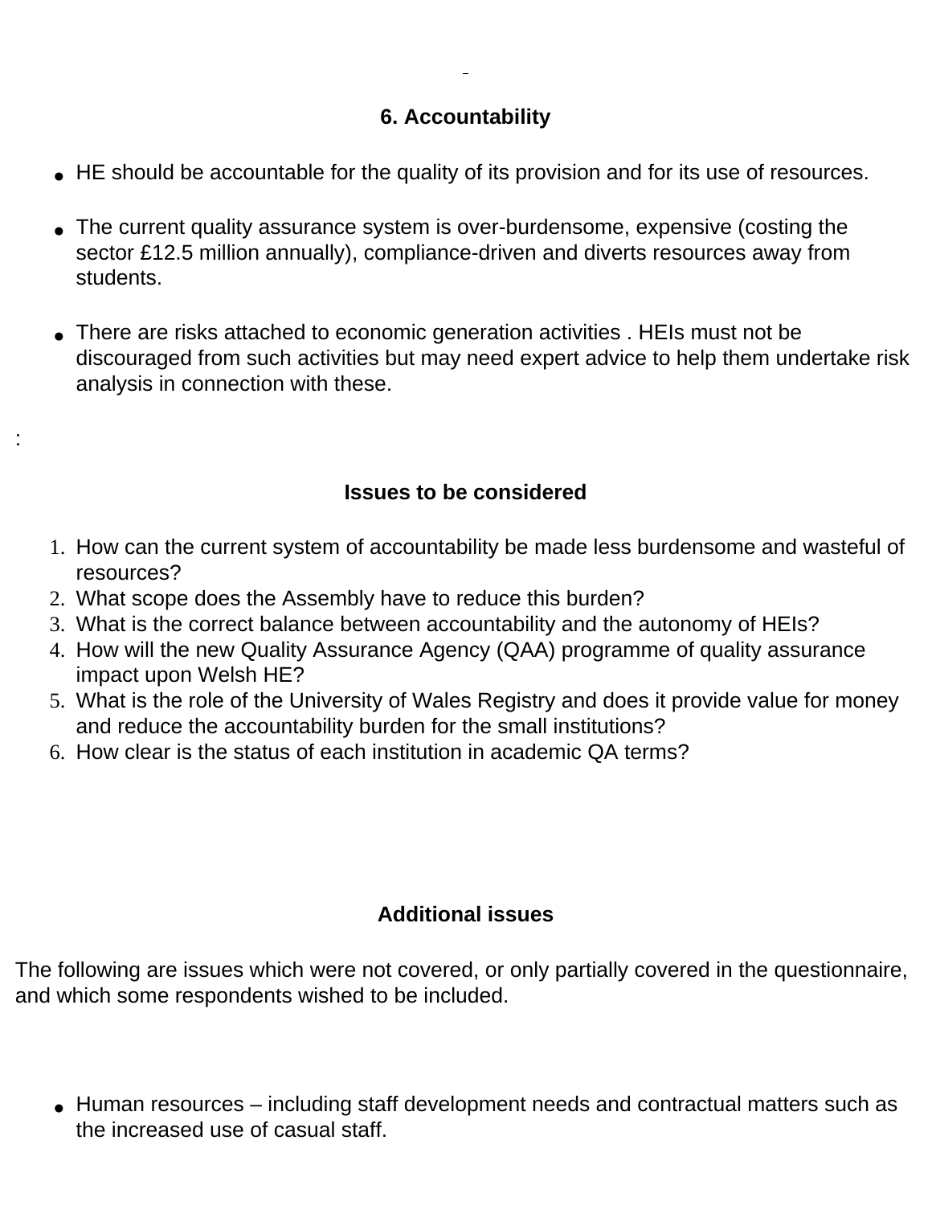## 6. Accountability

- HE should be accountable for the quality of its provision and for its use of resources.
- The current quality assurance system is over-burdensome, expensive (costing the sector £12.5 million annually), compliance-driven and diverts resources away from students.
- There are risks attached to economic generation activities . HEIs must not be discouraged from such activities but may need expert advice to help them undertake risk analysis in connection with these.

:

## Issues to be considered

1. How can the current system of accountability be made less burdensome and wasteful of resources?
2. What scope does the Assembly have to reduce this burden?
3. What is the correct balance between accountability and the autonomy of HEIs?
4. How will the new Quality Assurance Agency (QAA) programme of quality assurance impact upon Welsh HE?
5. What is the role of the University of Wales Registry and does it provide value for money and reduce the accountability burden for the small institutions?
6. How clear is the status of each institution in academic QA terms?

## Additional issues

The following are issues which were not covered, or only partially covered in the questionnaire, and which some respondents wished to be included.

- Human resources – including staff development needs and contractual matters such as the increased use of casual staff.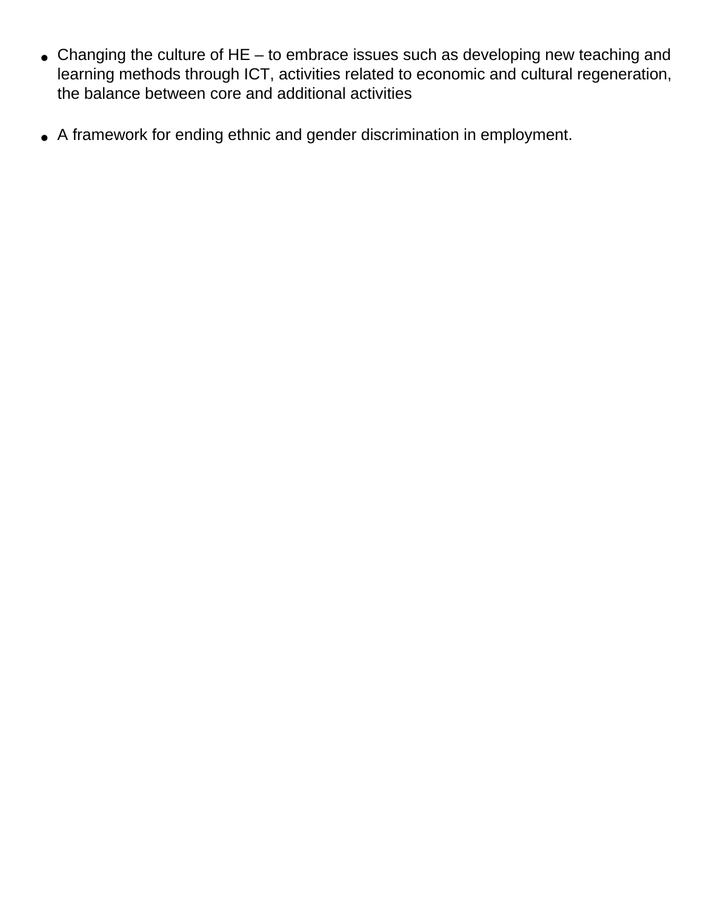- Changing the culture of HE – to embrace issues such as developing new teaching and learning methods through ICT, activities related to economic and cultural regeneration, the balance between core and additional activities

- A framework for ending ethnic and gender discrimination in employment.